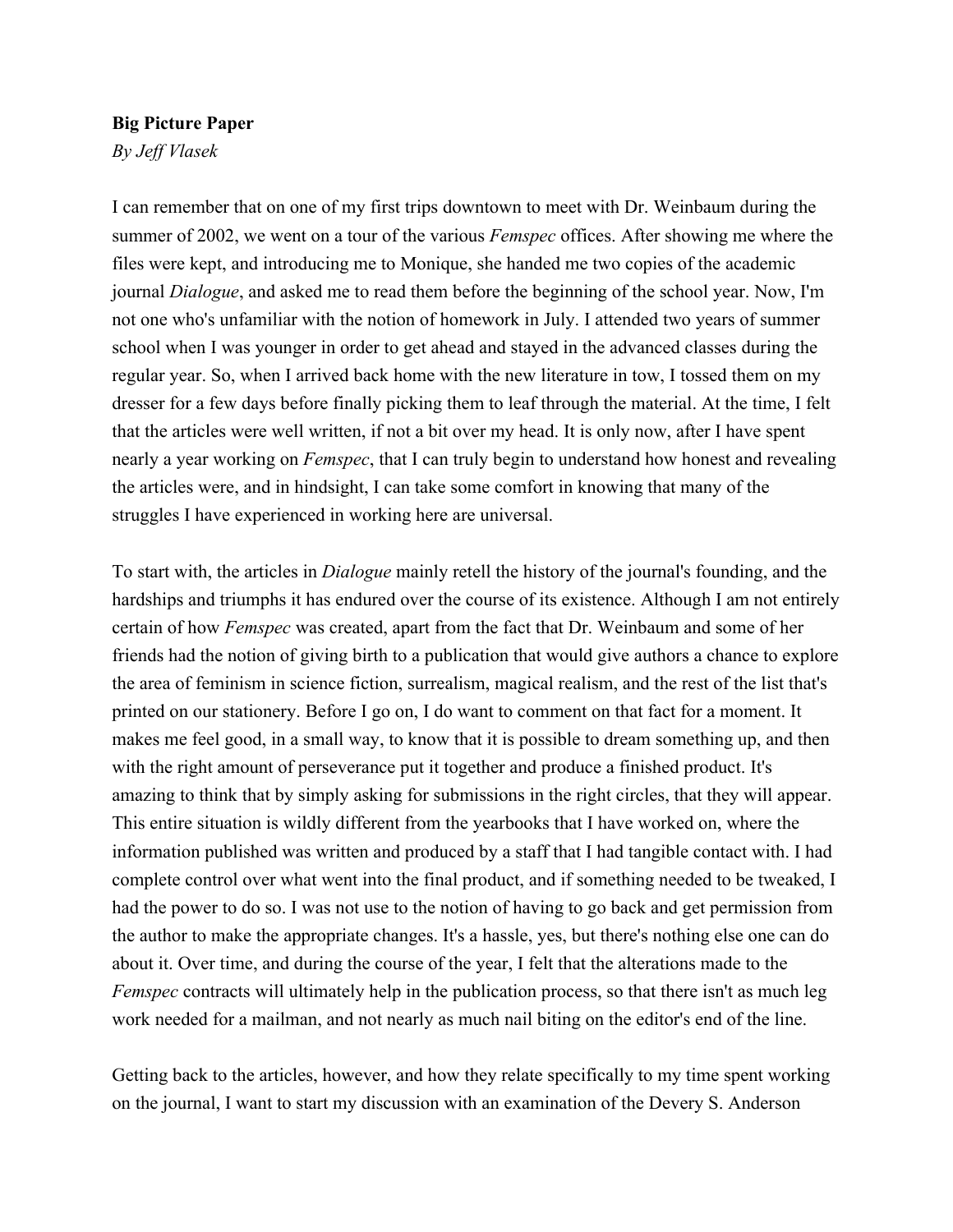**Big Picture Paper**
*By Jeff Vlasek*

I can remember that on one of my first trips downtown to meet with Dr. Weinbaum during the summer of 2002, we went on a tour of the various *Femspec* offices. After showing me where the files were kept, and introducing me to Monique, she handed me two copies of the academic journal *Dialogue*, and asked me to read them before the beginning of the school year. Now, I'm not one who's unfamiliar with the notion of homework in July. I attended two years of summer school when I was younger in order to get ahead and stayed in the advanced classes during the regular year. So, when I arrived back home with the new literature in tow, I tossed them on my dresser for a few days before finally picking them to leaf through the material. At the time, I felt that the articles were well written, if not a bit over my head. It is only now, after I have spent nearly a year working on *Femspec*, that I can truly begin to understand how honest and revealing the articles were, and in hindsight, I can take some comfort in knowing that many of the struggles I have experienced in working here are universal.

To start with, the articles in *Dialogue* mainly retell the history of the journal's founding, and the hardships and triumphs it has endured over the course of its existence. Although I am not entirely certain of how *Femspec* was created, apart from the fact that Dr. Weinbaum and some of her friends had the notion of giving birth to a publication that would give authors a chance to explore the area of feminism in science fiction, surrealism, magical realism, and the rest of the list that's printed on our stationery. Before I go on, I do want to comment on that fact for a moment. It makes me feel good, in a small way, to know that it is possible to dream something up, and then with the right amount of perseverance put it together and produce a finished product. It's amazing to think that by simply asking for submissions in the right circles, that they will appear. This entire situation is wildly different from the yearbooks that I have worked on, where the information published was written and produced by a staff that I had tangible contact with. I had complete control over what went into the final product, and if something needed to be tweaked, I had the power to do so. I was not use to the notion of having to go back and get permission from the author to make the appropriate changes. It's a hassle, yes, but there's nothing else one can do about it. Over time, and during the course of the year, I felt that the alterations made to the *Femspec* contracts will ultimately help in the publication process, so that there isn't as much leg work needed for a mailman, and not nearly as much nail biting on the editor's end of the line.

Getting back to the articles, however, and how they relate specifically to my time spent working on the journal, I want to start my discussion with an examination of the Devery S. Anderson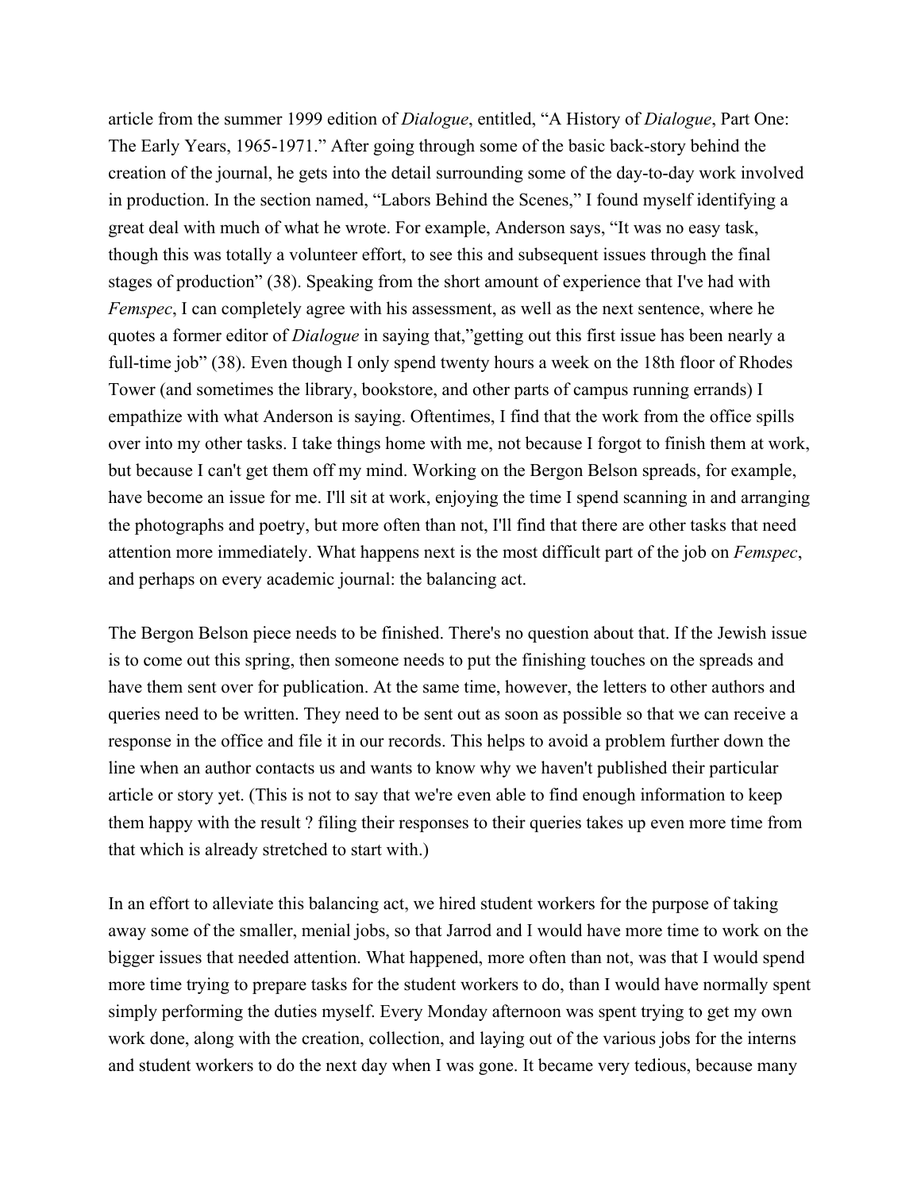article from the summer 1999 edition of *Dialogue*, entitled, “A History of *Dialogue*, Part One: The Early Years, 1965-1971.” After going through some of the basic back-story behind the creation of the journal, he gets into the detail surrounding some of the day-to-day work involved in production. In the section named, “Labors Behind the Scenes,” I found myself identifying a great deal with much of what he wrote. For example, Anderson says, “It was no easy task, though this was totally a volunteer effort, to see this and subsequent issues through the final stages of production” (38). Speaking from the short amount of experience that I've had with *Femspec*, I can completely agree with his assessment, as well as the next sentence, where he quotes a former editor of *Dialogue* in saying that,”getting out this first issue has been nearly a full-time job” (38). Even though I only spend twenty hours a week on the 18th floor of Rhodes Tower (and sometimes the library, bookstore, and other parts of campus running errands) I empathize with what Anderson is saying. Oftentimes, I find that the work from the office spills over into my other tasks. I take things home with me, not because I forgot to finish them at work, but because I can't get them off my mind. Working on the Bergon Belson spreads, for example, have become an issue for me. I'll sit at work, enjoying the time I spend scanning in and arranging the photographs and poetry, but more often than not, I'll find that there are other tasks that need attention more immediately. What happens next is the most difficult part of the job on *Femspec*, and perhaps on every academic journal: the balancing act.

The Bergon Belson piece needs to be finished. There's no question about that. If the Jewish issue is to come out this spring, then someone needs to put the finishing touches on the spreads and have them sent over for publication. At the same time, however, the letters to other authors and queries need to be written. They need to be sent out as soon as possible so that we can receive a response in the office and file it in our records. This helps to avoid a problem further down the line when an author contacts us and wants to know why we haven't published their particular article or story yet. (This is not to say that we're even able to find enough information to keep them happy with the result ? filing their responses to their queries takes up even more time from that which is already stretched to start with.)

In an effort to alleviate this balancing act, we hired student workers for the purpose of taking away some of the smaller, menial jobs, so that Jarrod and I would have more time to work on the bigger issues that needed attention. What happened, more often than not, was that I would spend more time trying to prepare tasks for the student workers to do, than I would have normally spent simply performing the duties myself. Every Monday afternoon was spent trying to get my own work done, along with the creation, collection, and laying out of the various jobs for the interns and student workers to do the next day when I was gone. It became very tedious, because many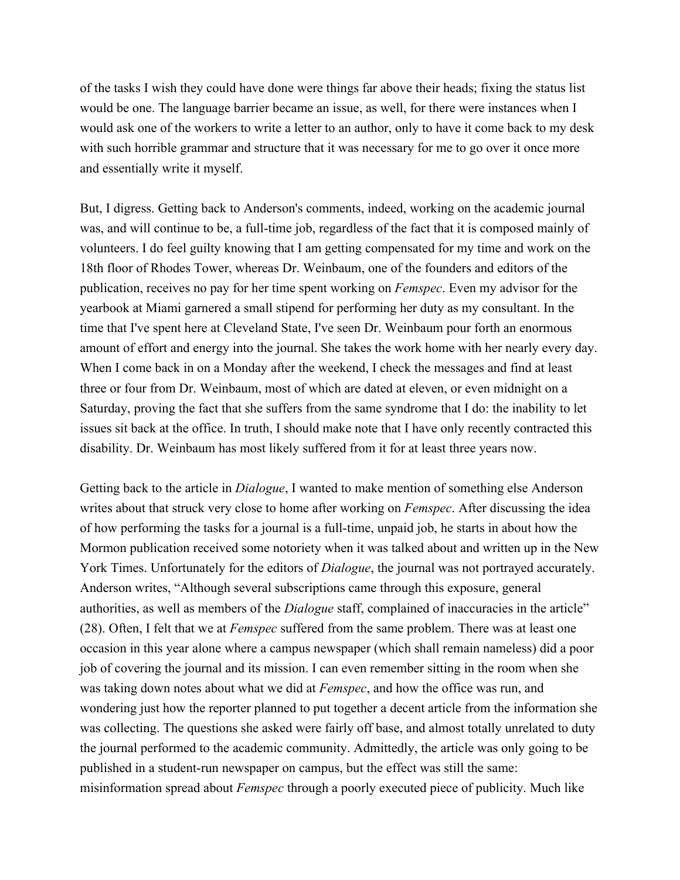of the tasks I wish they could have done were things far above their heads; fixing the status list would be one. The language barrier became an issue, as well, for there were instances when I would ask one of the workers to write a letter to an author, only to have it come back to my desk with such horrible grammar and structure that it was necessary for me to go over it once more and essentially write it myself.

But, I digress. Getting back to Anderson's comments, indeed, working on the academic journal was, and will continue to be, a full-time job, regardless of the fact that it is composed mainly of volunteers. I do feel guilty knowing that I am getting compensated for my time and work on the 18th floor of Rhodes Tower, whereas Dr. Weinbaum, one of the founders and editors of the publication, receives no pay for her time spent working on *Femspec*. Even my advisor for the yearbook at Miami garnered a small stipend for performing her duty as my consultant. In the time that I've spent here at Cleveland State, I've seen Dr. Weinbaum pour forth an enormous amount of effort and energy into the journal. She takes the work home with her nearly every day. When I come back in on a Monday after the weekend, I check the messages and find at least three or four from Dr. Weinbaum, most of which are dated at eleven, or even midnight on a Saturday, proving the fact that she suffers from the same syndrome that I do: the inability to let issues sit back at the office. In truth, I should make note that I have only recently contracted this disability. Dr. Weinbaum has most likely suffered from it for at least three years now.

Getting back to the article in *Dialogue*, I wanted to make mention of something else Anderson writes about that struck very close to home after working on *Femspec*. After discussing the idea of how performing the tasks for a journal is a full-time, unpaid job, he starts in about how the Mormon publication received some notoriety when it was talked about and written up in the New York Times. Unfortunately for the editors of *Dialogue*, the journal was not portrayed accurately. Anderson writes, "Although several subscriptions came through this exposure, general authorities, as well as members of the *Dialogue* staff, complained of inaccuracies in the article" (28). Often, I felt that we at *Femspec* suffered from the same problem. There was at least one occasion in this year alone where a campus newspaper (which shall remain nameless) did a poor job of covering the journal and its mission. I can even remember sitting in the room when she was taking down notes about what we did at *Femspec*, and how the office was run, and wondering just how the reporter planned to put together a decent article from the information she was collecting. The questions she asked were fairly off base, and almost totally unrelated to duty the journal performed to the academic community. Admittedly, the article was only going to be published in a student-run newspaper on campus, but the effect was still the same: misinformation spread about *Femspec* through a poorly executed piece of publicity. Much like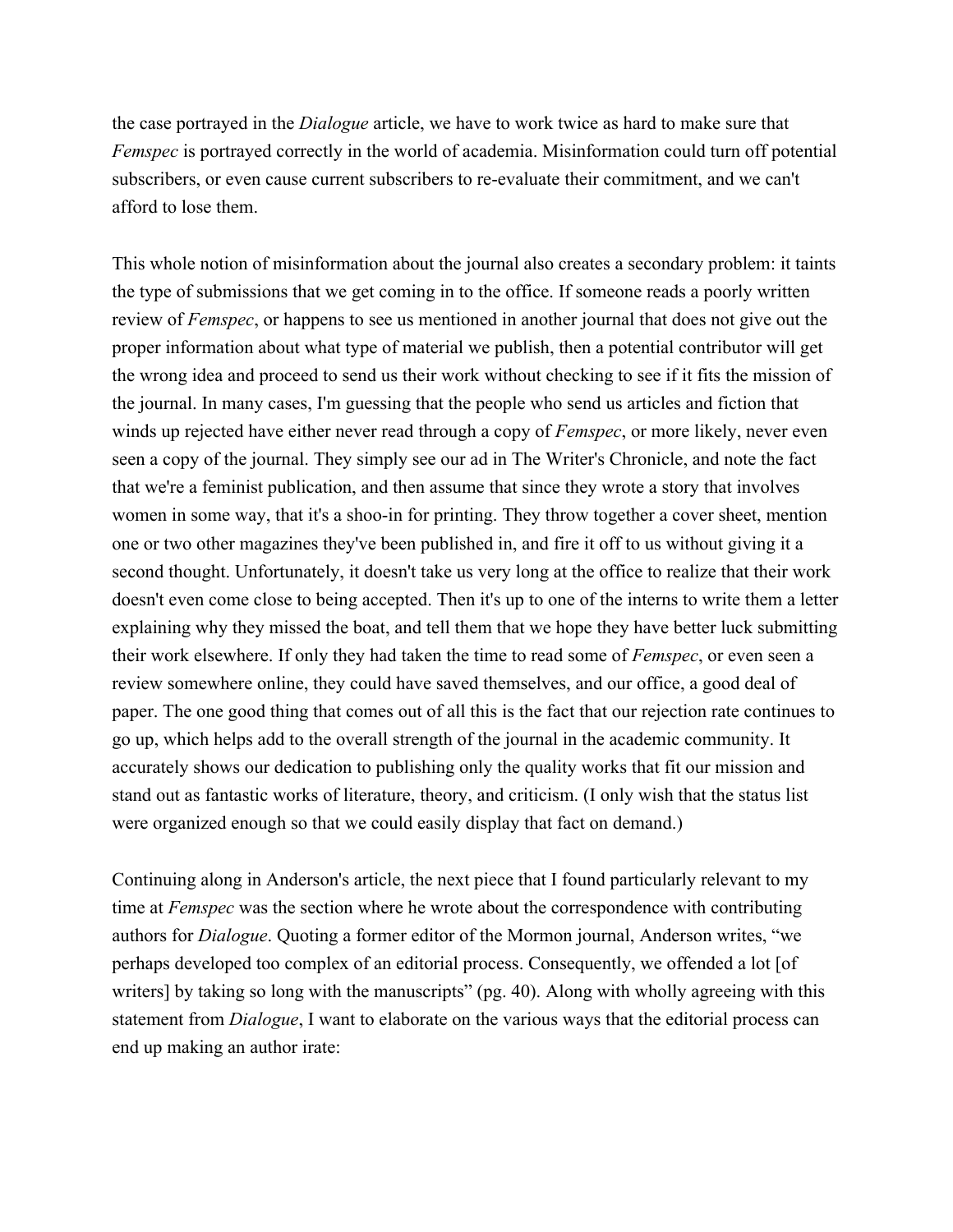the case portrayed in the *Dialogue* article, we have to work twice as hard to make sure that *Femspec* is portrayed correctly in the world of academia. Misinformation could turn off potential subscribers, or even cause current subscribers to re-evaluate their commitment, and we can't afford to lose them.

This whole notion of misinformation about the journal also creates a secondary problem: it taints the type of submissions that we get coming in to the office. If someone reads a poorly written review of *Femspec*, or happens to see us mentioned in another journal that does not give out the proper information about what type of material we publish, then a potential contributor will get the wrong idea and proceed to send us their work without checking to see if it fits the mission of the journal. In many cases, I'm guessing that the people who send us articles and fiction that winds up rejected have either never read through a copy of *Femspec*, or more likely, never even seen a copy of the journal. They simply see our ad in The Writer's Chronicle, and note the fact that we're a feminist publication, and then assume that since they wrote a story that involves women in some way, that it's a shoo-in for printing. They throw together a cover sheet, mention one or two other magazines they've been published in, and fire it off to us without giving it a second thought. Unfortunately, it doesn't take us very long at the office to realize that their work doesn't even come close to being accepted. Then it's up to one of the interns to write them a letter explaining why they missed the boat, and tell them that we hope they have better luck submitting their work elsewhere. If only they had taken the time to read some of *Femspec*, or even seen a review somewhere online, they could have saved themselves, and our office, a good deal of paper. The one good thing that comes out of all this is the fact that our rejection rate continues to go up, which helps add to the overall strength of the journal in the academic community. It accurately shows our dedication to publishing only the quality works that fit our mission and stand out as fantastic works of literature, theory, and criticism. (I only wish that the status list were organized enough so that we could easily display that fact on demand.)

Continuing along in Anderson's article, the next piece that I found particularly relevant to my time at *Femspec* was the section where he wrote about the correspondence with contributing authors for *Dialogue*. Quoting a former editor of the Mormon journal, Anderson writes, "we perhaps developed too complex of an editorial process. Consequently, we offended a lot [of writers] by taking so long with the manuscripts" (pg. 40). Along with wholly agreeing with this statement from *Dialogue*, I want to elaborate on the various ways that the editorial process can end up making an author irate: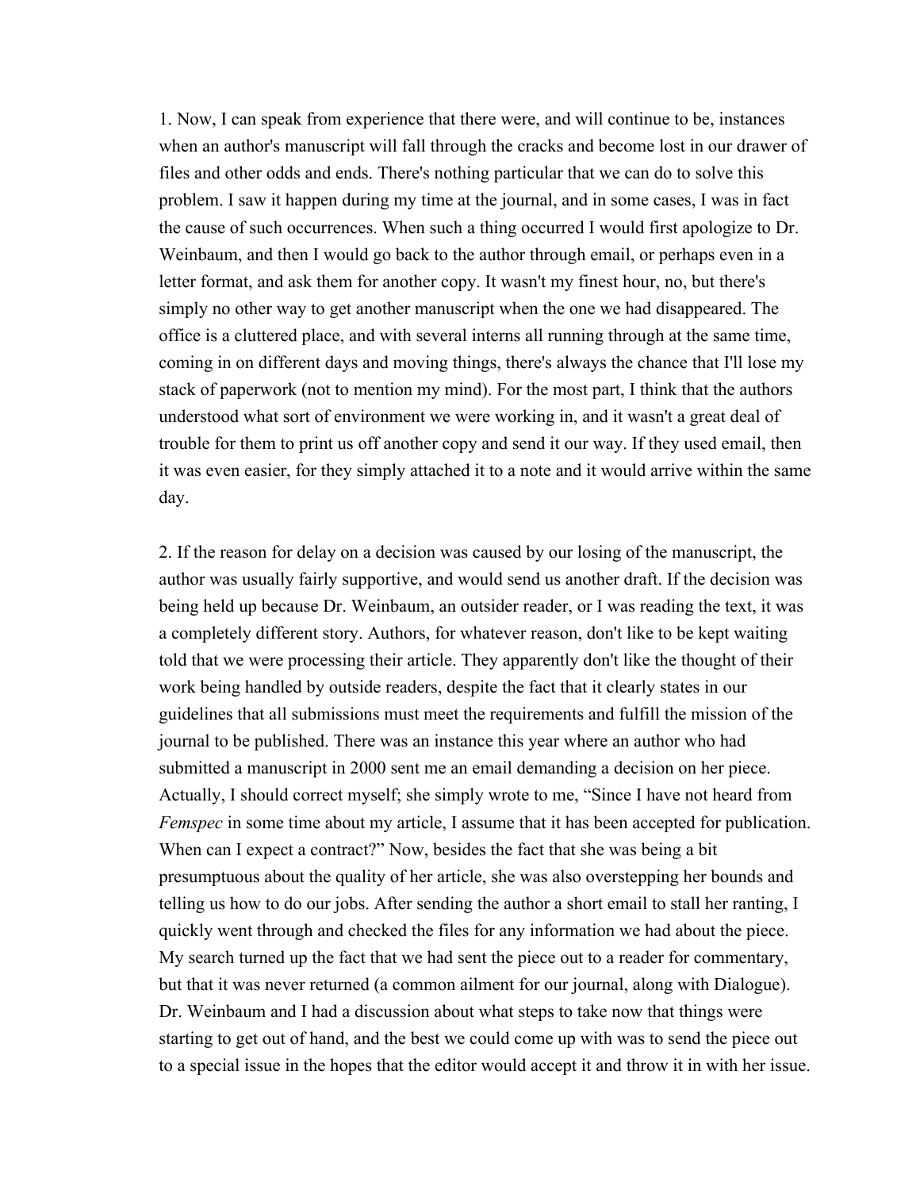1. Now, I can speak from experience that there were, and will continue to be, instances when an author's manuscript will fall through the cracks and become lost in our drawer of files and other odds and ends. There's nothing particular that we can do to solve this problem. I saw it happen during my time at the journal, and in some cases, I was in fact the cause of such occurrences. When such a thing occurred I would first apologize to Dr. Weinbaum, and then I would go back to the author through email, or perhaps even in a letter format, and ask them for another copy. It wasn't my finest hour, no, but there's simply no other way to get another manuscript when the one we had disappeared. The office is a cluttered place, and with several interns all running through at the same time, coming in on different days and moving things, there's always the chance that I'll lose my stack of paperwork (not to mention my mind). For the most part, I think that the authors understood what sort of environment we were working in, and it wasn't a great deal of trouble for them to print us off another copy and send it our way. If they used email, then it was even easier, for they simply attached it to a note and it would arrive within the same day.

2. If the reason for delay on a decision was caused by our losing of the manuscript, the author was usually fairly supportive, and would send us another draft. If the decision was being held up because Dr. Weinbaum, an outsider reader, or I was reading the text, it was a completely different story. Authors, for whatever reason, don't like to be kept waiting told that we were processing their article. They apparently don't like the thought of their work being handled by outside readers, despite the fact that it clearly states in our guidelines that all submissions must meet the requirements and fulfill the mission of the journal to be published. There was an instance this year where an author who had submitted a manuscript in 2000 sent me an email demanding a decision on her piece. Actually, I should correct myself; she simply wrote to me, "Since I have not heard from *Femspec* in some time about my article, I assume that it has been accepted for publication. When can I expect a contract?" Now, besides the fact that she was being a bit presumptuous about the quality of her article, she was also overstepping her bounds and telling us how to do our jobs. After sending the author a short email to stall her ranting, I quickly went through and checked the files for any information we had about the piece. My search turned up the fact that we had sent the piece out to a reader for commentary, but that it was never returned (a common ailment for our journal, along with Dialogue). Dr. Weinbaum and I had a discussion about what steps to take now that things were starting to get out of hand, and the best we could come up with was to send the piece out to a special issue in the hopes that the editor would accept it and throw it in with her issue.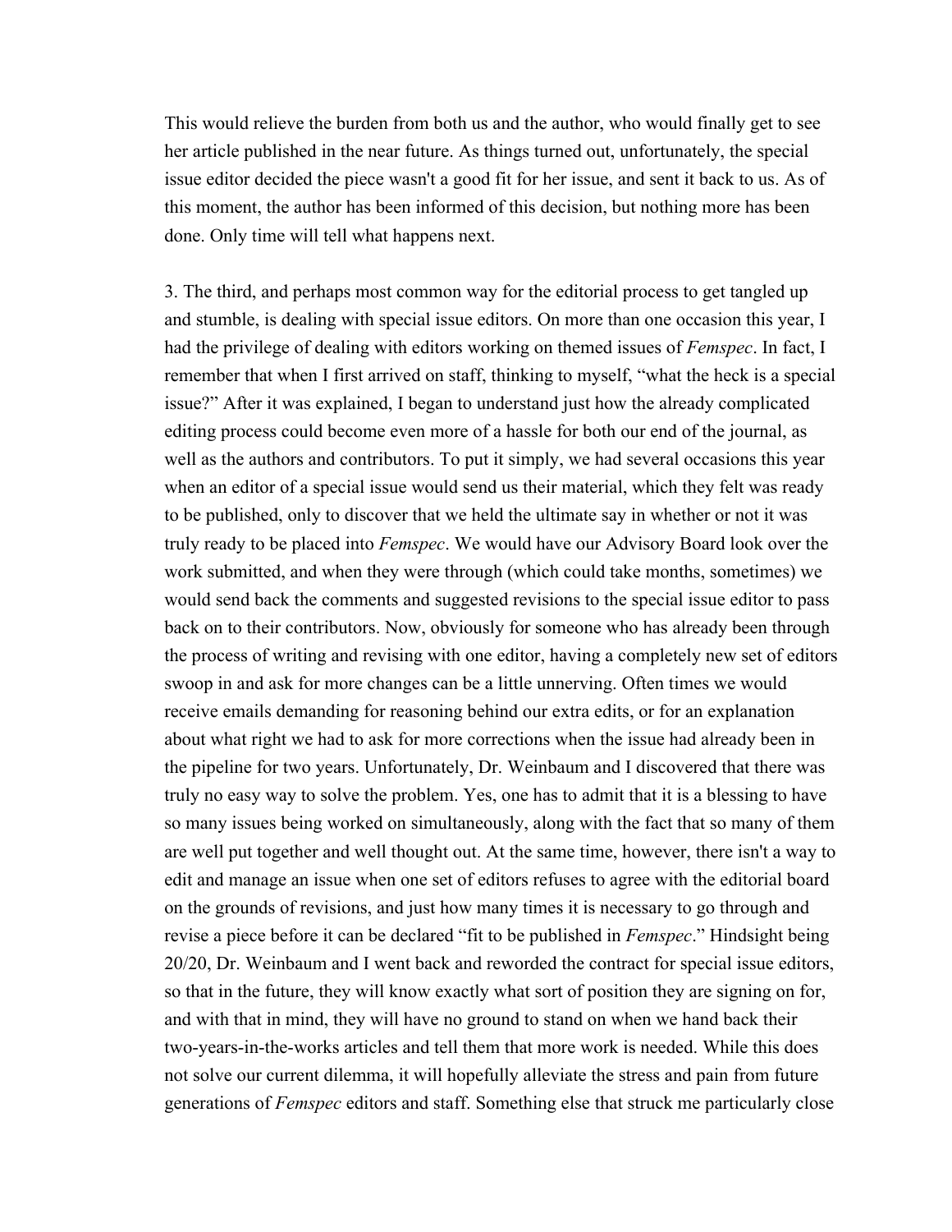This would relieve the burden from both us and the author, who would finally get to see her article published in the near future. As things turned out, unfortunately, the special issue editor decided the piece wasn't a good fit for her issue, and sent it back to us. As of this moment, the author has been informed of this decision, but nothing more has been done. Only time will tell what happens next.

3. The third, and perhaps most common way for the editorial process to get tangled up and stumble, is dealing with special issue editors. On more than one occasion this year, I had the privilege of dealing with editors working on themed issues of *Femspec*. In fact, I remember that when I first arrived on staff, thinking to myself, "what the heck is a special issue?" After it was explained, I began to understand just how the already complicated editing process could become even more of a hassle for both our end of the journal, as well as the authors and contributors. To put it simply, we had several occasions this year when an editor of a special issue would send us their material, which they felt was ready to be published, only to discover that we held the ultimate say in whether or not it was truly ready to be placed into *Femspec*. We would have our Advisory Board look over the work submitted, and when they were through (which could take months, sometimes) we would send back the comments and suggested revisions to the special issue editor to pass back on to their contributors. Now, obviously for someone who has already been through the process of writing and revising with one editor, having a completely new set of editors swoop in and ask for more changes can be a little unnerving. Often times we would receive emails demanding for reasoning behind our extra edits, or for an explanation about what right we had to ask for more corrections when the issue had already been in the pipeline for two years. Unfortunately, Dr. Weinbaum and I discovered that there was truly no easy way to solve the problem. Yes, one has to admit that it is a blessing to have so many issues being worked on simultaneously, along with the fact that so many of them are well put together and well thought out. At the same time, however, there isn't a way to edit and manage an issue when one set of editors refuses to agree with the editorial board on the grounds of revisions, and just how many times it is necessary to go through and revise a piece before it can be declared "fit to be published in *Femspec*." Hindsight being 20/20, Dr. Weinbaum and I went back and reworded the contract for special issue editors, so that in the future, they will know exactly what sort of position they are signing on for, and with that in mind, they will have no ground to stand on when we hand back their two-years-in-the-works articles and tell them that more work is needed. While this does not solve our current dilemma, it will hopefully alleviate the stress and pain from future generations of *Femspec* editors and staff. Something else that struck me particularly close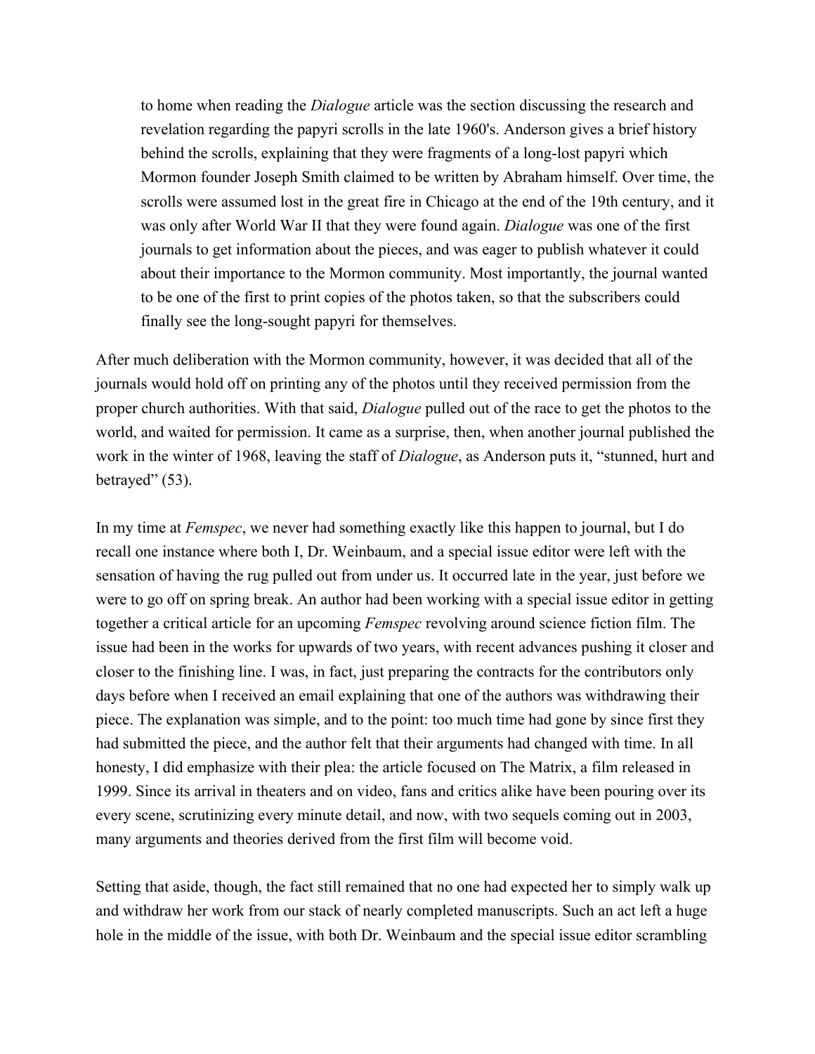> to home when reading the *Dialogue* article was the section discussing the research and revelation regarding the papyri scrolls in the late 1960's. Anderson gives a brief history behind the scrolls, explaining that they were fragments of a long-lost papyri which Mormon founder Joseph Smith claimed to be written by Abraham himself. Over time, the scrolls were assumed lost in the great fire in Chicago at the end of the 19th century, and it was only after World War II that they were found again. *Dialogue* was one of the first journals to get information about the pieces, and was eager to publish whatever it could about their importance to the Mormon community. Most importantly, the journal wanted to be one of the first to print copies of the photos taken, so that the subscribers could finally see the long-sought papyri for themselves.

After much deliberation with the Mormon community, however, it was decided that all of the journals would hold off on printing any of the photos until they received permission from the proper church authorities. With that said, *Dialogue* pulled out of the race to get the photos to the world, and waited for permission. It came as a surprise, then, when another journal published the work in the winter of 1968, leaving the staff of *Dialogue*, as Anderson puts it, "stunned, hurt and betrayed" (53).

In my time at *Femspec*, we never had something exactly like this happen to journal, but I do recall one instance where both I, Dr. Weinbaum, and a special issue editor were left with the sensation of having the rug pulled out from under us. It occurred late in the year, just before we were to go off on spring break. An author had been working with a special issue editor in getting together a critical article for an upcoming *Femspec* revolving around science fiction film. The issue had been in the works for upwards of two years, with recent advances pushing it closer and closer to the finishing line. I was, in fact, just preparing the contracts for the contributors only days before when I received an email explaining that one of the authors was withdrawing their piece. The explanation was simple, and to the point: too much time had gone by since first they had submitted the piece, and the author felt that their arguments had changed with time. In all honesty, I did emphasize with their plea: the article focused on The Matrix, a film released in 1999. Since its arrival in theaters and on video, fans and critics alike have been pouring over its every scene, scrutinizing every minute detail, and now, with two sequels coming out in 2003, many arguments and theories derived from the first film will become void.

Setting that aside, though, the fact still remained that no one had expected her to simply walk up and withdraw her work from our stack of nearly completed manuscripts. Such an act left a huge hole in the middle of the issue, with both Dr. Weinbaum and the special issue editor scrambling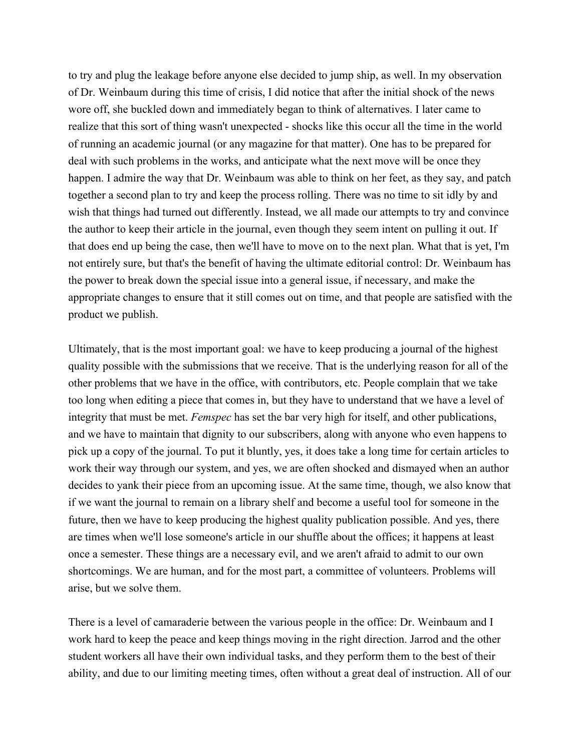to try and plug the leakage before anyone else decided to jump ship, as well. In my observation of Dr. Weinbaum during this time of crisis, I did notice that after the initial shock of the news wore off, she buckled down and immediately began to think of alternatives. I later came to realize that this sort of thing wasn't unexpected - shocks like this occur all the time in the world of running an academic journal (or any magazine for that matter). One has to be prepared for deal with such problems in the works, and anticipate what the next move will be once they happen. I admire the way that Dr. Weinbaum was able to think on her feet, as they say, and patch together a second plan to try and keep the process rolling. There was no time to sit idly by and wish that things had turned out differently. Instead, we all made our attempts to try and convince the author to keep their article in the journal, even though they seem intent on pulling it out. If that does end up being the case, then we'll have to move on to the next plan. What that is yet, I'm not entirely sure, but that's the benefit of having the ultimate editorial control: Dr. Weinbaum has the power to break down the special issue into a general issue, if necessary, and make the appropriate changes to ensure that it still comes out on time, and that people are satisfied with the product we publish.

Ultimately, that is the most important goal: we have to keep producing a journal of the highest quality possible with the submissions that we receive. That is the underlying reason for all of the other problems that we have in the office, with contributors, etc. People complain that we take too long when editing a piece that comes in, but they have to understand that we have a level of integrity that must be met. *Femspec* has set the bar very high for itself, and other publications, and we have to maintain that dignity to our subscribers, along with anyone who even happens to pick up a copy of the journal. To put it bluntly, yes, it does take a long time for certain articles to work their way through our system, and yes, we are often shocked and dismayed when an author decides to yank their piece from an upcoming issue. At the same time, though, we also know that if we want the journal to remain on a library shelf and become a useful tool for someone in the future, then we have to keep producing the highest quality publication possible. And yes, there are times when we'll lose someone's article in our shuffle about the offices; it happens at least once a semester. These things are a necessary evil, and we aren't afraid to admit to our own shortcomings. We are human, and for the most part, a committee of volunteers. Problems will arise, but we solve them.

There is a level of camaraderie between the various people in the office: Dr. Weinbaum and I work hard to keep the peace and keep things moving in the right direction. Jarrod and the other student workers all have their own individual tasks, and they perform them to the best of their ability, and due to our limiting meeting times, often without a great deal of instruction. All of our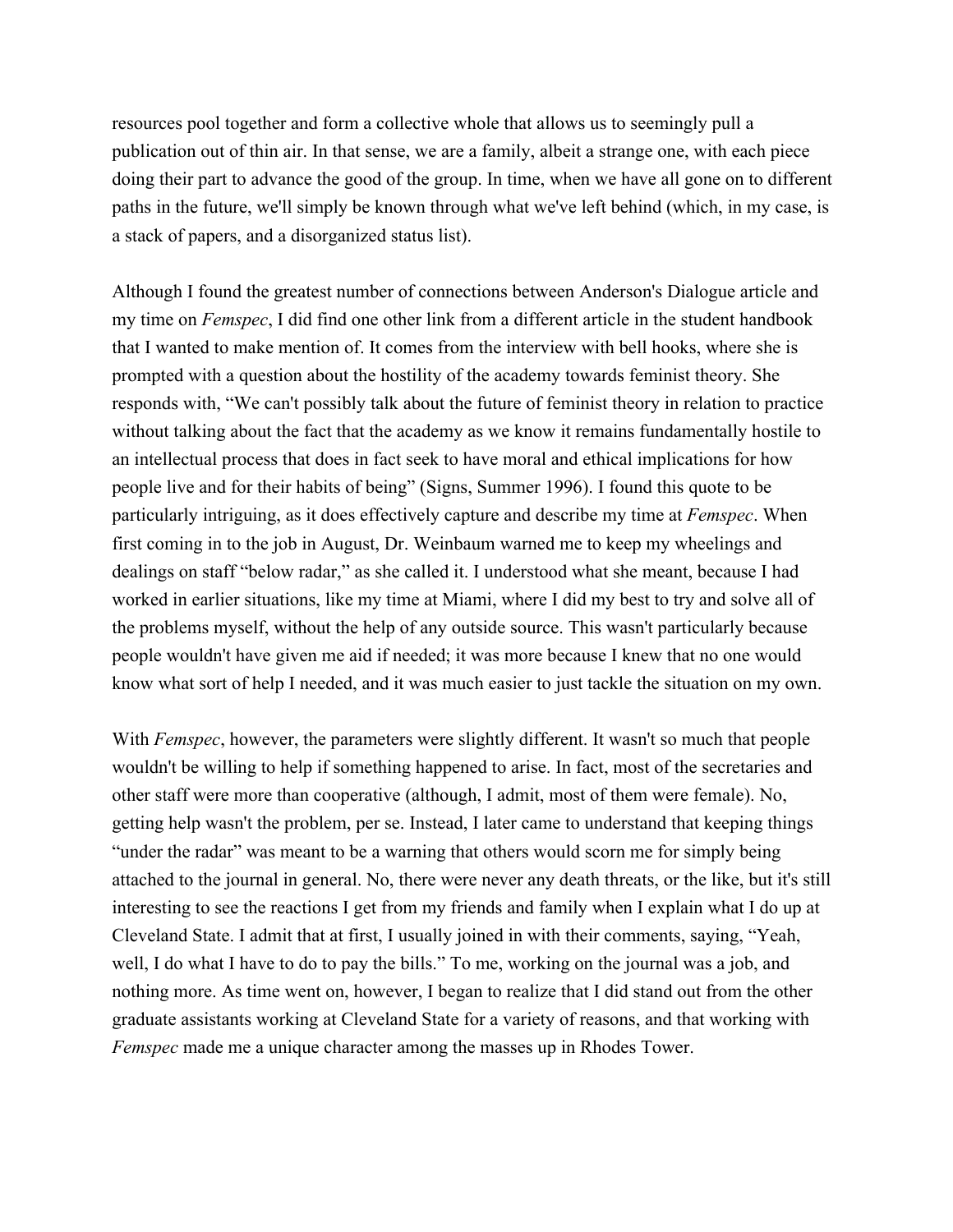resources pool together and form a collective whole that allows us to seemingly pull a publication out of thin air. In that sense, we are a family, albeit a strange one, with each piece doing their part to advance the good of the group. In time, when we have all gone on to different paths in the future, we'll simply be known through what we've left behind (which, in my case, is a stack of papers, and a disorganized status list).

Although I found the greatest number of connections between Anderson's Dialogue article and my time on *Femspec*, I did find one other link from a different article in the student handbook that I wanted to make mention of. It comes from the interview with bell hooks, where she is prompted with a question about the hostility of the academy towards feminist theory. She responds with, "We can't possibly talk about the future of feminist theory in relation to practice without talking about the fact that the academy as we know it remains fundamentally hostile to an intellectual process that does in fact seek to have moral and ethical implications for how people live and for their habits of being" (Signs, Summer 1996). I found this quote to be particularly intriguing, as it does effectively capture and describe my time at *Femspec*. When first coming in to the job in August, Dr. Weinbaum warned me to keep my wheelings and dealings on staff "below radar," as she called it. I understood what she meant, because I had worked in earlier situations, like my time at Miami, where I did my best to try and solve all of the problems myself, without the help of any outside source. This wasn't particularly because people wouldn't have given me aid if needed; it was more because I knew that no one would know what sort of help I needed, and it was much easier to just tackle the situation on my own.

With *Femspec*, however, the parameters were slightly different. It wasn't so much that people wouldn't be willing to help if something happened to arise. In fact, most of the secretaries and other staff were more than cooperative (although, I admit, most of them were female). No, getting help wasn't the problem, per se. Instead, I later came to understand that keeping things "under the radar" was meant to be a warning that others would scorn me for simply being attached to the journal in general. No, there were never any death threats, or the like, but it's still interesting to see the reactions I get from my friends and family when I explain what I do up at Cleveland State. I admit that at first, I usually joined in with their comments, saying, "Yeah, well, I do what I have to do to pay the bills." To me, working on the journal was a job, and nothing more. As time went on, however, I began to realize that I did stand out from the other graduate assistants working at Cleveland State for a variety of reasons, and that working with *Femspec* made me a unique character among the masses up in Rhodes Tower.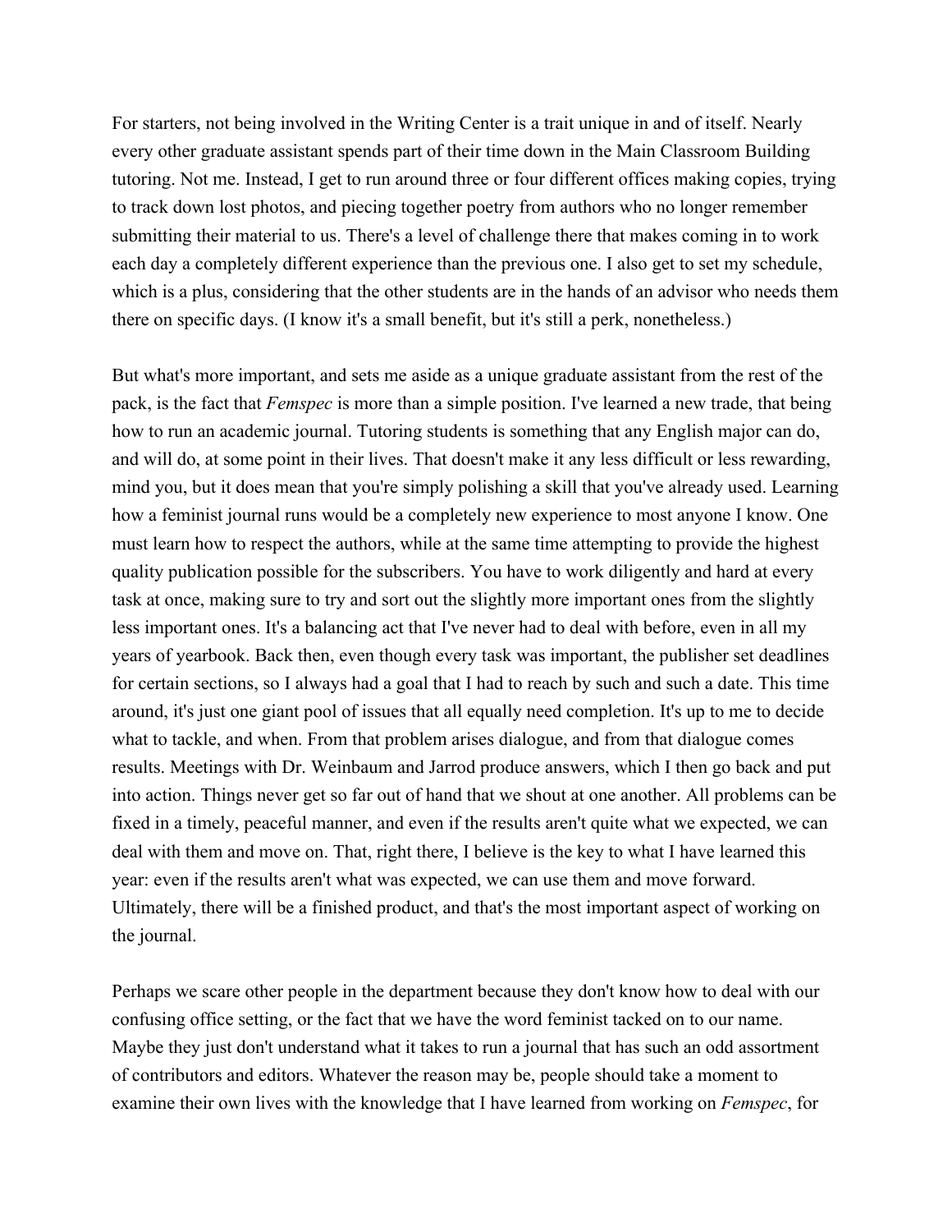For starters, not being involved in the Writing Center is a trait unique in and of itself. Nearly every other graduate assistant spends part of their time down in the Main Classroom Building tutoring. Not me. Instead, I get to run around three or four different offices making copies, trying to track down lost photos, and piecing together poetry from authors who no longer remember submitting their material to us. There's a level of challenge there that makes coming in to work each day a completely different experience than the previous one. I also get to set my schedule, which is a plus, considering that the other students are in the hands of an advisor who needs them there on specific days. (I know it's a small benefit, but it's still a perk, nonetheless.)

But what's more important, and sets me aside as a unique graduate assistant from the rest of the pack, is the fact that *Femspec* is more than a simple position. I've learned a new trade, that being how to run an academic journal. Tutoring students is something that any English major can do, and will do, at some point in their lives. That doesn't make it any less difficult or less rewarding, mind you, but it does mean that you're simply polishing a skill that you've already used. Learning how a feminist journal runs would be a completely new experience to most anyone I know. One must learn how to respect the authors, while at the same time attempting to provide the highest quality publication possible for the subscribers. You have to work diligently and hard at every task at once, making sure to try and sort out the slightly more important ones from the slightly less important ones. It's a balancing act that I've never had to deal with before, even in all my years of yearbook. Back then, even though every task was important, the publisher set deadlines for certain sections, so I always had a goal that I had to reach by such and such a date. This time around, it's just one giant pool of issues that all equally need completion. It's up to me to decide what to tackle, and when. From that problem arises dialogue, and from that dialogue comes results. Meetings with Dr. Weinbaum and Jarrod produce answers, which I then go back and put into action. Things never get so far out of hand that we shout at one another. All problems can be fixed in a timely, peaceful manner, and even if the results aren't quite what we expected, we can deal with them and move on. That, right there, I believe is the key to what I have learned this year: even if the results aren't what was expected, we can use them and move forward. Ultimately, there will be a finished product, and that's the most important aspect of working on the journal.

Perhaps we scare other people in the department because they don't know how to deal with our confusing office setting, or the fact that we have the word feminist tacked on to our name. Maybe they just don't understand what it takes to run a journal that has such an odd assortment of contributors and editors. Whatever the reason may be, people should take a moment to examine their own lives with the knowledge that I have learned from working on *Femspec*, for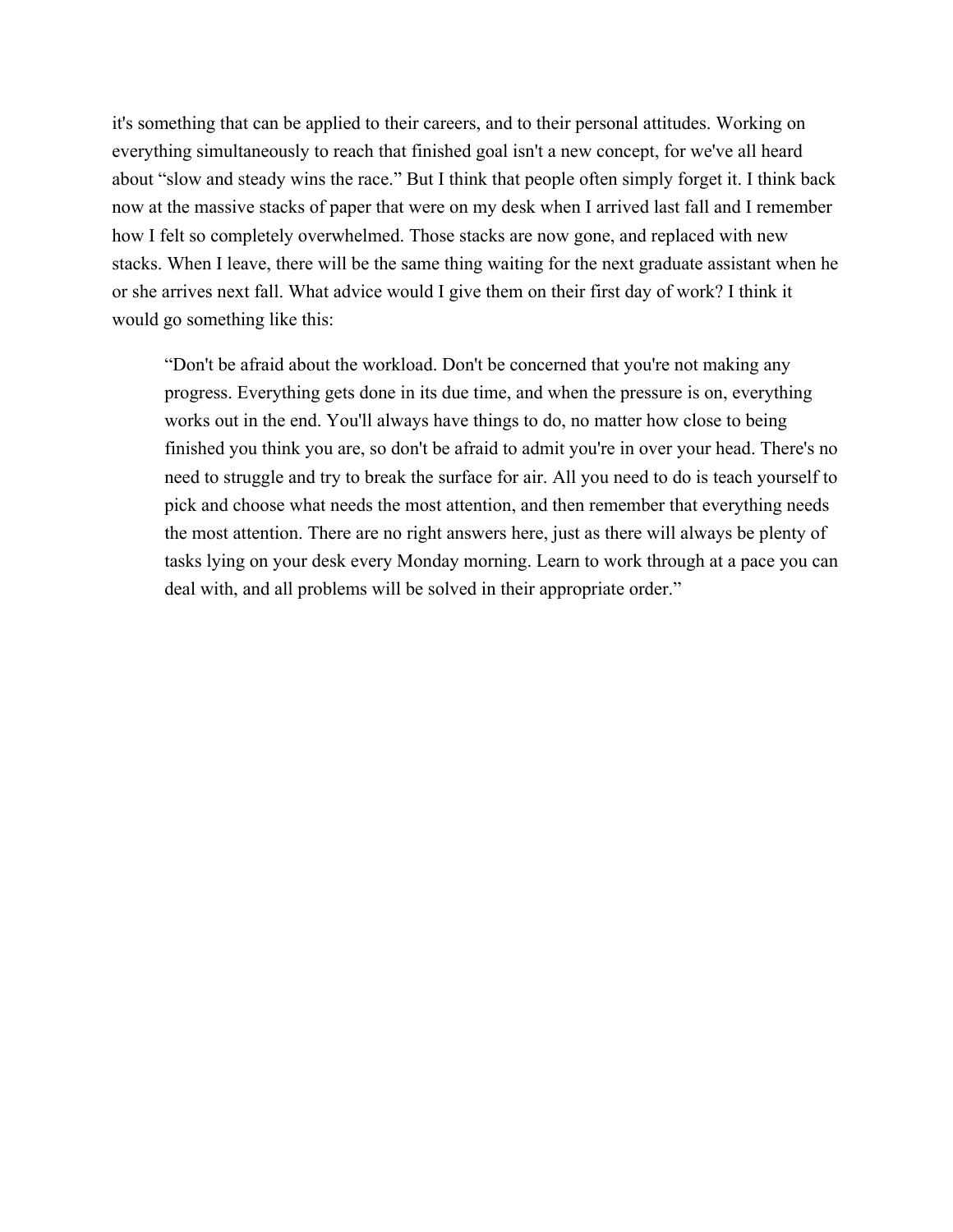it's something that can be applied to their careers, and to their personal attitudes. Working on everything simultaneously to reach that finished goal isn't a new concept, for we've all heard about "slow and steady wins the race." But I think that people often simply forget it. I think back now at the massive stacks of paper that were on my desk when I arrived last fall and I remember how I felt so completely overwhelmed. Those stacks are now gone, and replaced with new stacks. When I leave, there will be the same thing waiting for the next graduate assistant when he or she arrives next fall. What advice would I give them on their first day of work? I think it would go something like this:

> "Don't be afraid about the workload. Don't be concerned that you're not making any progress. Everything gets done in its due time, and when the pressure is on, everything works out in the end. You'll always have things to do, no matter how close to being finished you think you are, so don't be afraid to admit you're in over your head. There's no need to struggle and try to break the surface for air. All you need to do is teach yourself to pick and choose what needs the most attention, and then remember that everything needs the most attention. There are no right answers here, just as there will always be plenty of tasks lying on your desk every Monday morning. Learn to work through at a pace you can deal with, and all problems will be solved in their appropriate order."